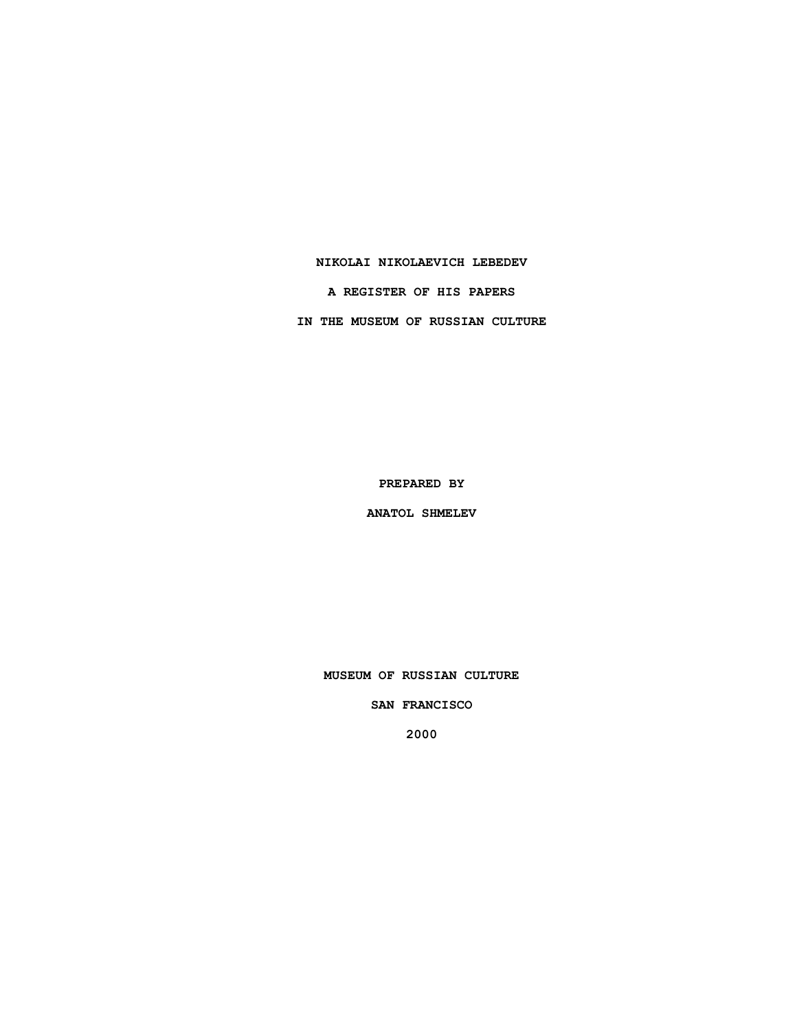# NIKOLAI NIKOLAEVICH LEBEDEV

# A REGISTER OF HIS PAPERS

# IN THE MUSEUM OF RUSSIAN CULTURE

**PREPARED BY**

**ANATOL SHMELEV**

**MUSEUM OF RUSSIAN CULTURE**

**SAN FRANCISCO**

**2000**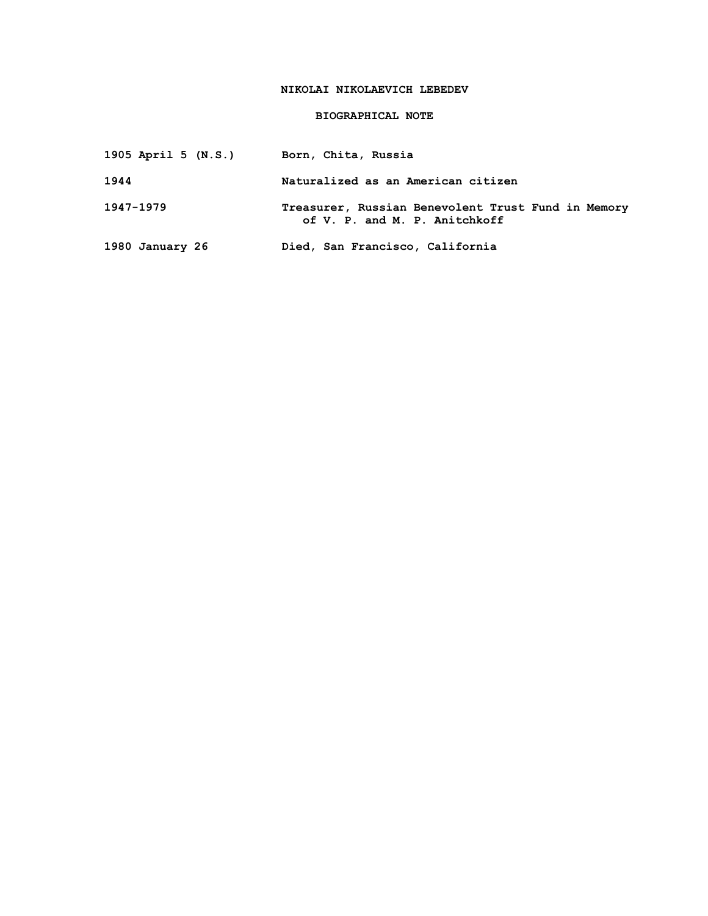# NIKOLAI NIKOLAEVICH LEBEDEV

## BIOGRAPHICAL NOTE

| | |
|---|---|
| 1905 April 5 (N.S.) | Born, Chita, Russia |
| 1944 | Naturalized as an American citizen |
| 1947-1979 | Treasurer, Russian Benevolent Trust Fund in Memory of V. P. and M. P. Anitchkoff |
| 1980 January 26 | Died, San Francisco, California |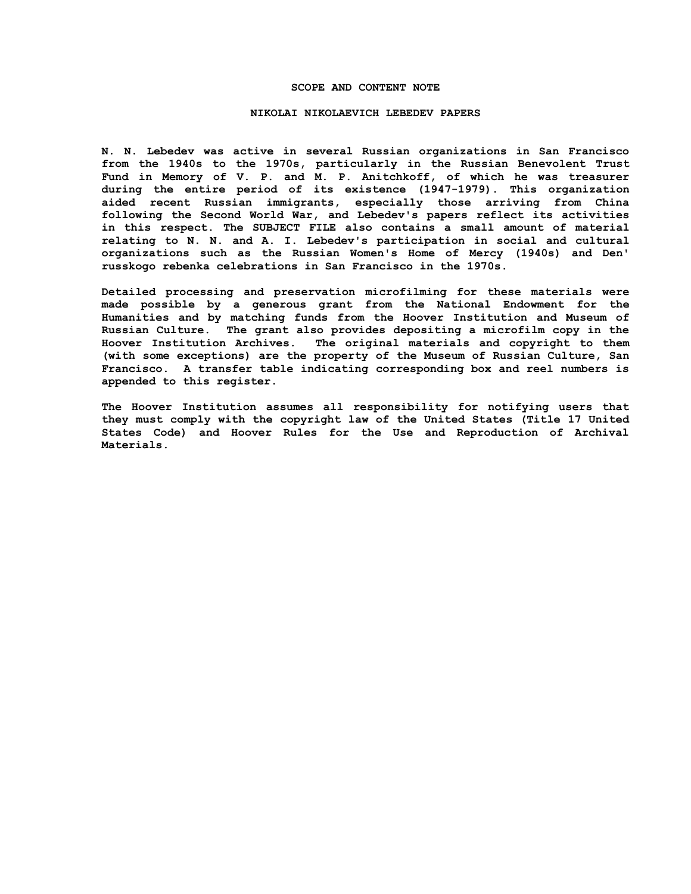## SCOPE AND CONTENT NOTE

### NIKOLAI NIKOLAEVICH LEBEDEV PAPERS

N. N. Lebedev was active in several Russian organizations in San Francisco from the 1940s to the 1970s, particularly in the Russian Benevolent Trust Fund in Memory of V. P. and M. P. Anitchkoff, of which he was treasurer during the entire period of its existence (1947-1979). This organization aided recent Russian immigrants, especially those arriving from China following the Second World War, and Lebedev's papers reflect its activities in this respect. The SUBJECT FILE also contains a small amount of material relating to N. N. and A. I. Lebedev's participation in social and cultural organizations such as the Russian Women's Home of Mercy (1940s) and Den' russkogo rebenka celebrations in San Francisco in the 1970s.

Detailed processing and preservation microfilming for these materials were made possible by a generous grant from the National Endowment for the Humanities and by matching funds from the Hoover Institution and Museum of Russian Culture. The grant also provides depositing a microfilm copy in the Hoover Institution Archives. The original materials and copyright to them (with some exceptions) are the property of the Museum of Russian Culture, San Francisco. A transfer table indicating corresponding box and reel numbers is appended to this register.

The Hoover Institution assumes all responsibility for notifying users that they must comply with the copyright law of the United States (Title 17 United States Code) and Hoover Rules for the Use and Reproduction of Archival Materials.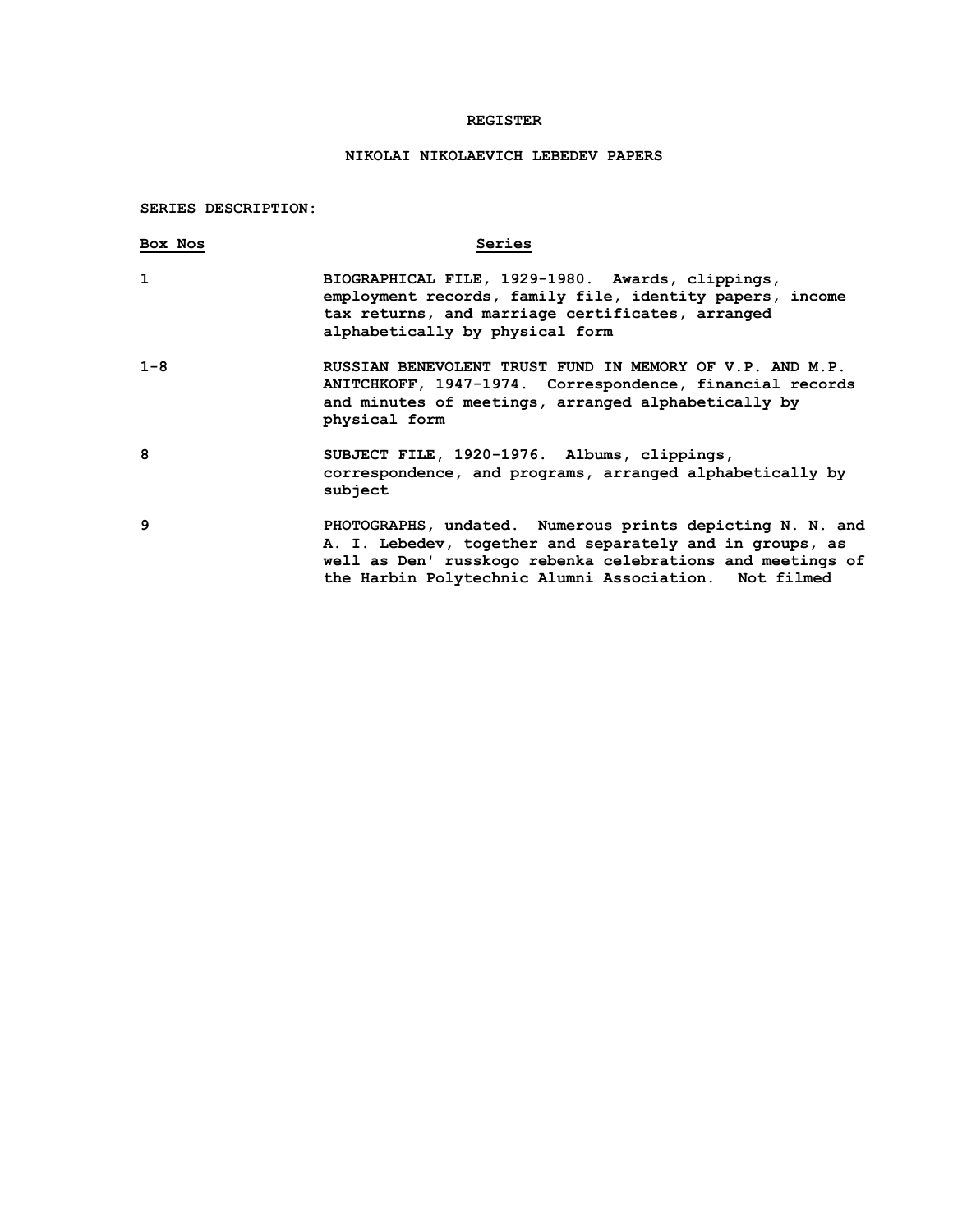**REGISTER**

**NIKOLAI NIKOLAEVICH LEBEDEV PAPERS**

**SERIES DESCRIPTION:**

| Box Nos | Series |
| --- | --- |
| 1 | BIOGRAPHICAL FILE, 1929-1980. Awards, clippings, employment records, family file, identity papers, income tax returns, and marriage certificates, arranged alphabetically by physical form |
| 1-8 | RUSSIAN BENEVOLENT TRUST FUND IN MEMORY OF V.P. AND M.P. ANITCHKOFF, 1947-1974. Correspondence, financial records and minutes of meetings, arranged alphabetically by physical form |
| 8 | SUBJECT FILE, 1920-1976. Albums, clippings, correspondence, and programs, arranged alphabetically by subject |
| 9 | PHOTOGRAPHS, undated. Numerous prints depicting N. N. and A. I. Lebedev, together and separately and in groups, as well as Den' russkogo rebenka celebrations and meetings of the Harbin Polytechnic Alumni Association. Not filmed |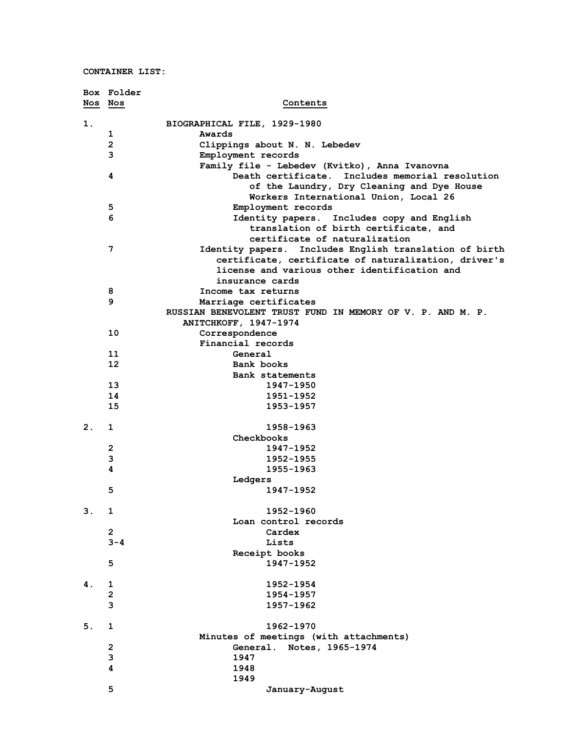CONTAINER LIST:

| Box Nos | Folder Nos | Contents |
|---|---|---|
| 1. | | BIOGRAPHICAL FILE, 1929-1980 |
| | 1 | Awards |
| | 2 | Clippings about N. N. Lebedev |
| | 3 | Employment records |
| | | Family file - Lebedev (Kvitko), Anna Ivanovna |
| | 4 | Death certificate. Includes memorial resolution of the Laundry, Dry Cleaning and Dye House Workers International Union, Local 26 |
| | 5 | Employment records |
| | 6 | Identity papers. Includes copy and English translation of birth certificate, and certificate of naturalization |
| | 7 | Identity papers. Includes English translation of birth certificate, certificate of naturalization, driver's license and various other identification and insurance cards |
| | 8 | Income tax returns |
| | 9 | Marriage certificates |
| | | RUSSIAN BENEVOLENT TRUST FUND IN MEMORY OF V. P. AND M. P. ANITCHKOFF, 1947-1974 |
| | 10 | Correspondence |
| | | Financial records |
| | 11 | General |
| | 12 | Bank books |
| | | Bank statements |
| | 13 | 1947-1950 |
| | 14 | 1951-1952 |
| | 15 | 1953-1957 |
| 2. | 1 | 1958-1963 |
| | | Checkbooks |
| | 2 | 1947-1952 |
| | 3 | 1952-1955 |
| | 4 | 1955-1963 |
| | | Ledgers |
| | 5 | 1947-1952 |
| 3. | 1 | 1952-1960 |
| | | Loan control records |
| | 2 | Cardex |
| | 3-4 | Lists |
| | | Receipt books |
| | 5 | 1947-1952 |
| 4. | 1 | 1952-1954 |
| | 2 | 1954-1957 |
| | 3 | 1957-1962 |
| 5. | 1 | 1962-1970 |
| | | Minutes of meetings (with attachments) |
| | 2 | General. Notes, 1965-1974 |
| | 3 | 1947 |
| | 4 | 1948 |
| | | 1949 |
| | 5 | January-August |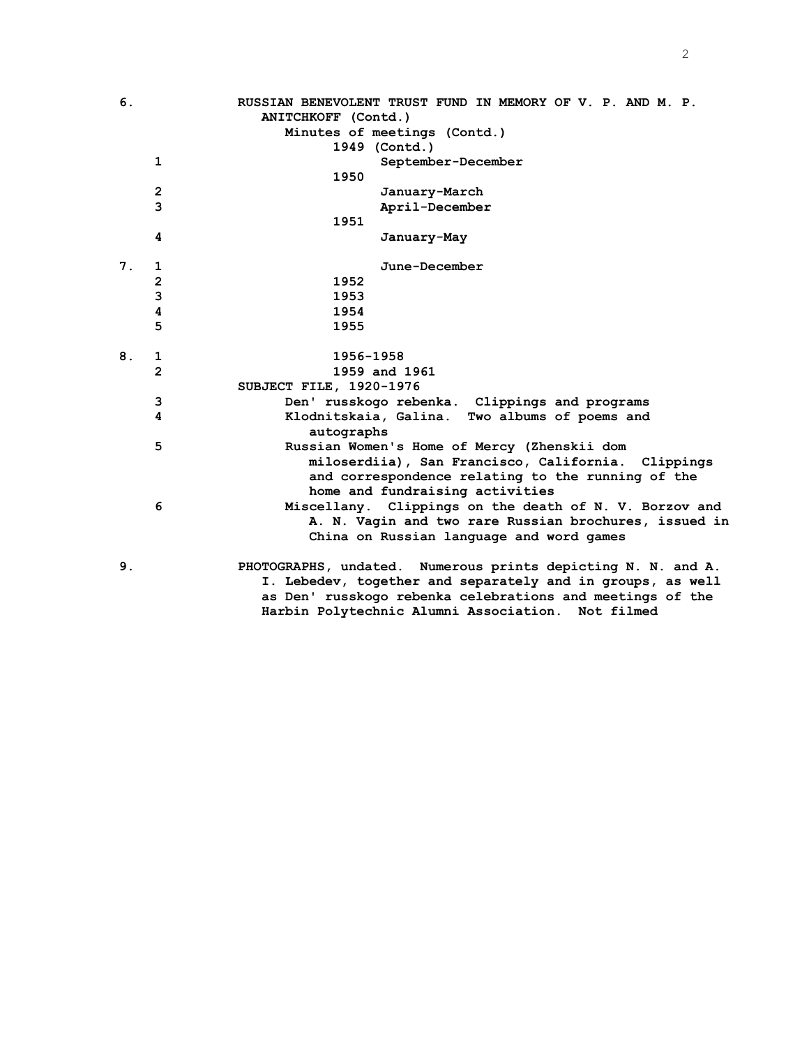| | | |
|---|---|---|
| 6. | | RUSSIAN BENEVOLENT TRUST FUND IN MEMORY OF V. P. AND M. P. ANITCHKOFF (Contd.) |
| | | Minutes of meetings (Contd.) |
| | | 1949 (Contd.) |
| | 1 | September-December |
| | | 1950 |
| | 2 | January-March |
| | 3 | April-December |
| | | 1951 |
| | 4 | January-May |
| 7. | 1 | June-December |
| | 2 | 1952 |
| | 3 | 1953 |
| | 4 | 1954 |
| | 5 | 1955 |
| 8. | 1 | 1956-1958 |
| | 2 | 1959 and 1961 |
| | | SUBJECT FILE, 1920-1976 |
| | 3 | Den' russkogo rebenka. Clippings and programs |
| | 4 | Klodnitskaia, Galina. Two albums of poems and autographs |
| | 5 | Russian Women's Home of Mercy (Zhenskii dom miloserdiia), San Francisco, California. Clippings and correspondence relating to the running of the home and fundraising activities |
| | 6 | Miscellany. Clippings on the death of N. V. Borzov and A. N. Vagin and two rare Russian brochures, issued in China on Russian language and word games |
| 9. | | PHOTOGRAPHS, undated. Numerous prints depicting N. N. and A. I. Lebedev, together and separately and in groups, as well as Den' russkogo rebenka celebrations and meetings of the Harbin Polytechnic Alumni Association. Not filmed |